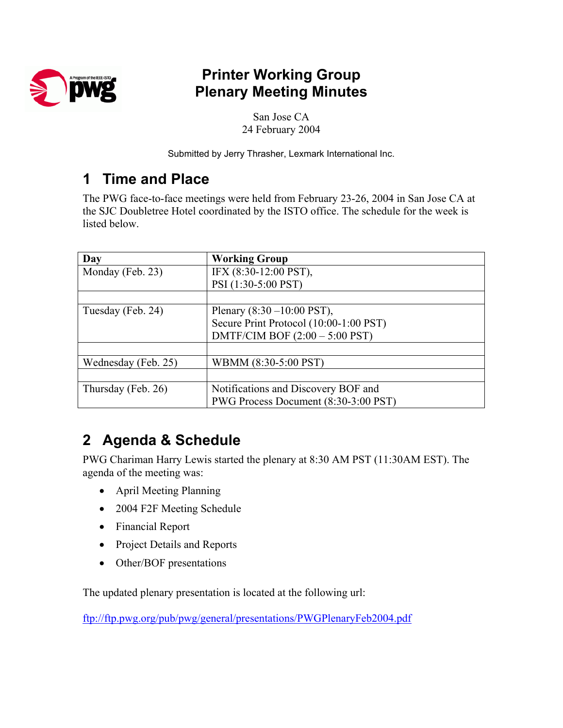# Printer Working Group Plenary Meeting Minutes

San Jose CA
24 February 2004

Submitted by Jerry Thrasher, Lexmark International Inc.

## 1 Time and Place

The PWG face-to-face meetings were held from February 23-26, 2004 in San Jose CA at the SJC Doubletree Hotel coordinated by the ISTO office. The schedule for the week is listed below.

| Day | Working Group |
|---|---|
| Monday (Feb. 23) | IFX (8:30-12:00 PST),<br>PSI (1:30-5:00 PST) |
| | |
| Tuesday (Feb. 24) | Plenary (8:30 –10:00 PST),<br>Secure Print Protocol (10:00-1:00 PST)<br>DMTF/CIM BOF (2:00 – 5:00 PST) |
| | |
| Wednesday (Feb. 25) | WBMM (8:30-5:00 PST) |
| | |
| Thursday (Feb. 26) | Notifications and Discovery BOF and<br>PWG Process Document (8:30-3:00 PST) |

## 2 Agenda & Schedule

PWG Chariman Harry Lewis started the plenary at 8:30 AM PST (11:30AM EST). The agenda of the meeting was:

- April Meeting Planning
- 2004 F2F Meeting Schedule
- Financial Report
- Project Details and Reports
- Other/BOF presentations

The updated plenary presentation is located at the following url:

ftp://ftp.pwg.org/pub/pwg/general/presentations/PWGPlenaryFeb2004.pdf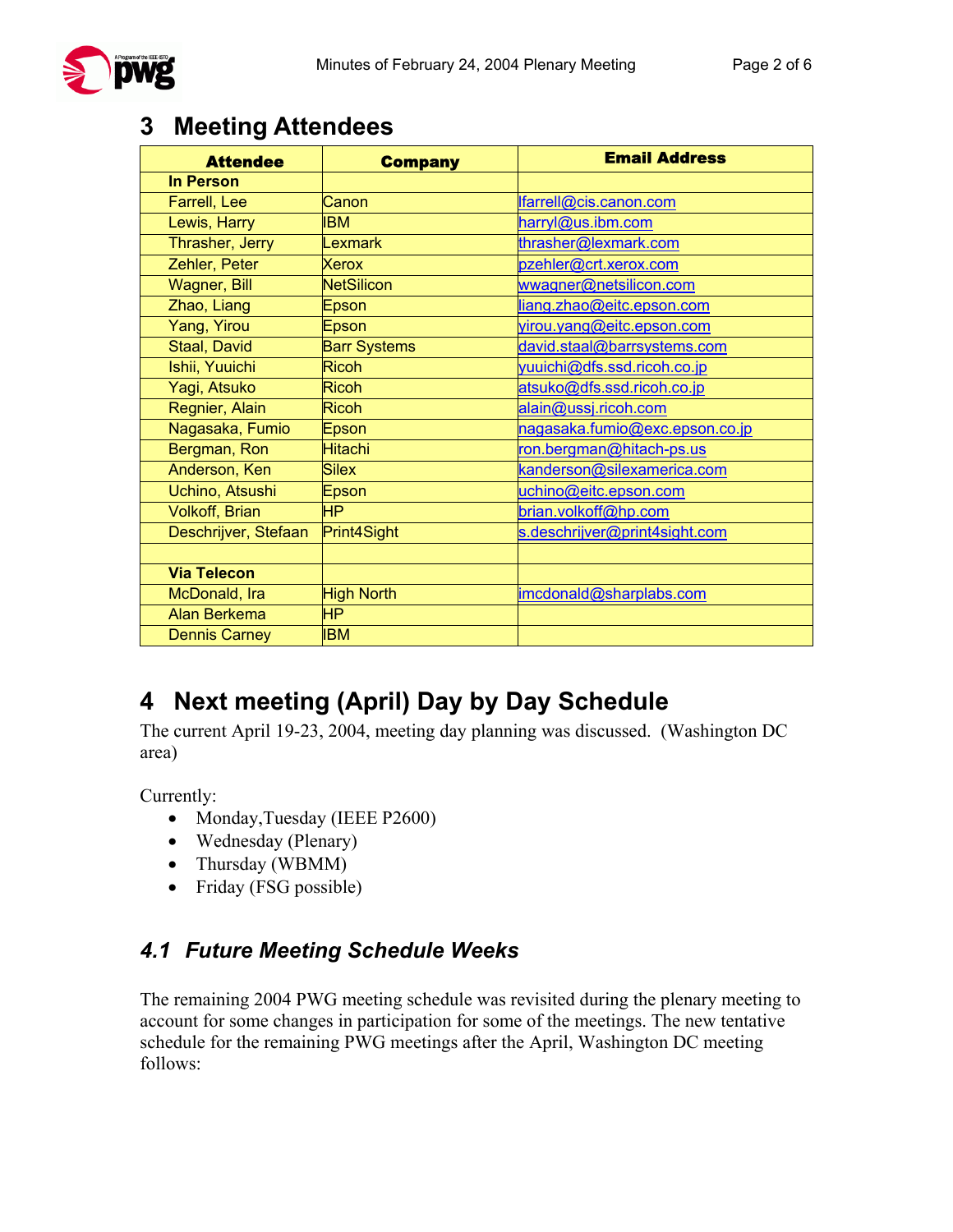# 3 Meeting Attendees

| Attendee | Company | Email Address |
|---|---|---|
| **In Person** | | |
| Farrell, Lee | Canon | lfarrell@cis.canon.com |
| Lewis, Harry | IBM | harryl@us.ibm.com |
| Thrasher, Jerry | Lexmark | thrasher@lexmark.com |
| Zehler, Peter | Xerox | pzehler@crt.xerox.com |
| Wagner, Bill | NetSilicon | wwagner@netsilicon.com |
| Zhao, Liang | Epson | liang.zhao@eitc.epson.com |
| Yang, Yirou | Epson | yirou.yang@eitc.epson.com |
| Staal, David | Barr Systems | david.staal@barrsystems.com |
| Ishii, Yuuichi | Ricoh | yuuichi@dfs.ssd.ricoh.co.jp |
| Yagi, Atsuko | Ricoh | atsuko@dfs.ssd.ricoh.co.jp |
| Regnier, Alain | Ricoh | alain@ussj.ricoh.com |
| Nagasaka, Fumio | Epson | nagasaka.fumio@exc.epson.co.jp |
| Bergman, Ron | Hitachi | ron.bergman@hitach-ps.us |
| Anderson, Ken | Silex | kanderson@silexamerica.com |
| Uchino, Atsushi | Epson | uchino@eitc.epson.com |
| Volkoff, Brian | HP | brian.volkoff@hp.com |
| Deschrijver, Stefaan | Print4Sight | s.deschrijver@print4sight.com |
| | | |
| **Via Telecon** | | |
| McDonald, Ira | High North | imcdonald@sharplabs.com |
| Alan Berkema | HP | |
| Dennis Carney | IBM | |

# 4 Next meeting (April) Day by Day Schedule

The current April 19-23, 2004, meeting day planning was discussed. (Washington DC area)

Currently:

- Monday,Tuesday (IEEE P2600)
- Wednesday (Plenary)
- Thursday (WBMM)
- Friday (FSG possible)

## *4.1 Future Meeting Schedule Weeks*

The remaining 2004 PWG meeting schedule was revisited during the plenary meeting to account for some changes in participation for some of the meetings. The new tentative schedule for the remaining PWG meetings after the April, Washington DC meeting follows: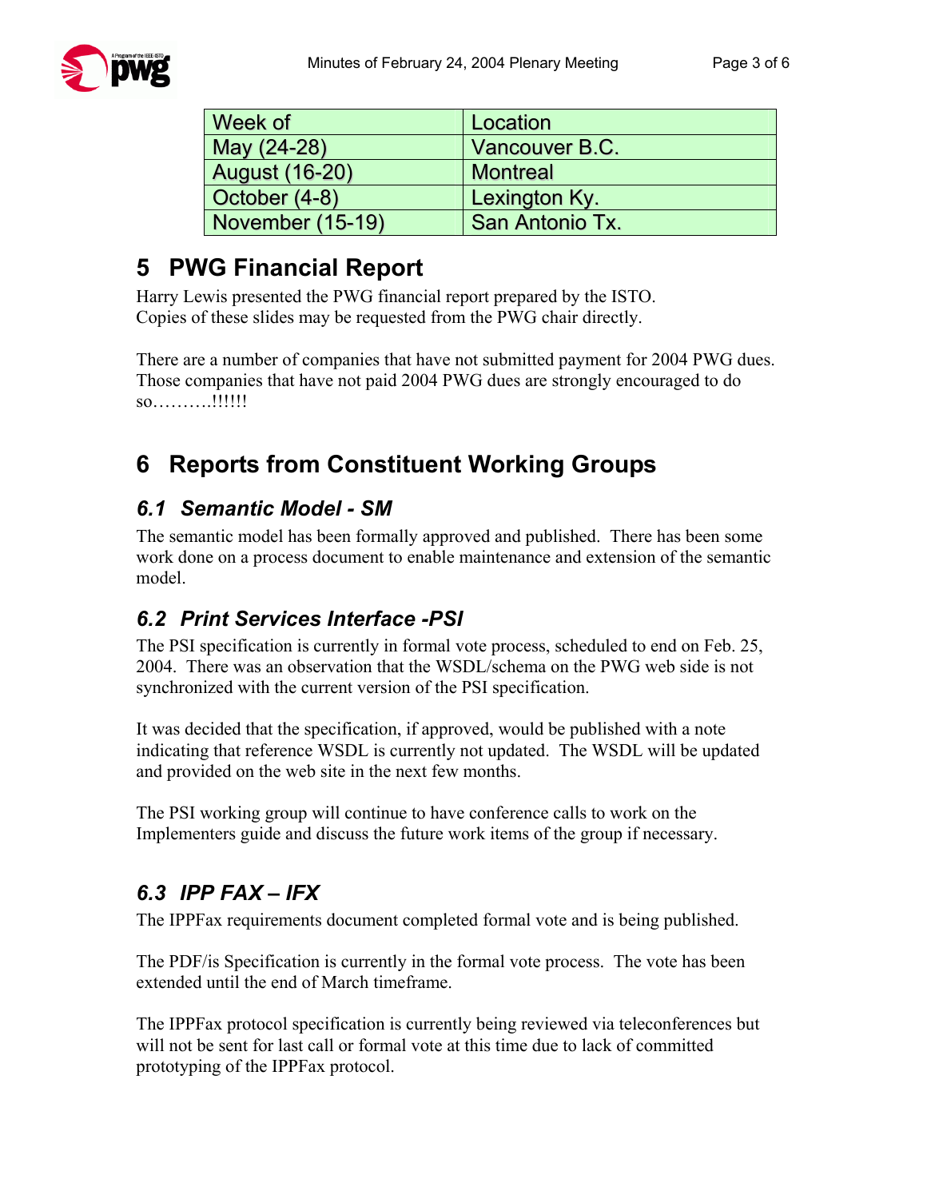| Week of | Location |
| --- | --- |
| May (24-28) | Vancouver B.C. |
| August (16-20) | Montreal |
| October (4-8) | Lexington Ky. |
| November (15-19) | San Antonio Tx. |

# 5 PWG Financial Report

Harry Lewis presented the PWG financial report prepared by the ISTO.
Copies of these slides may be requested from the PWG chair directly.

There are a number of companies that have not submitted payment for 2004 PWG dues. Those companies that have not paid 2004 PWG dues are strongly encouraged to do so……….!!!!!!

# 6 Reports from Constituent Working Groups

## *6.1 Semantic Model - SM*

The semantic model has been formally approved and published. There has been some work done on a process document to enable maintenance and extension of the semantic model.

## *6.2 Print Services Interface -PSI*

The PSI specification is currently in formal vote process, scheduled to end on Feb. 25, 2004. There was an observation that the WSDL/schema on the PWG web side is not synchronized with the current version of the PSI specification.

It was decided that the specification, if approved, would be published with a note indicating that reference WSDL is currently not updated. The WSDL will be updated and provided on the web site in the next few months.

The PSI working group will continue to have conference calls to work on the Implementers guide and discuss the future work items of the group if necessary.

## *6.3 IPP FAX – IFX*

The IPPFax requirements document completed formal vote and is being published.

The PDF/is Specification is currently in the formal vote process. The vote has been extended until the end of March timeframe.

The IPPFax protocol specification is currently being reviewed via teleconferences but will not be sent for last call or formal vote at this time due to lack of committed prototyping of the IPPFax protocol.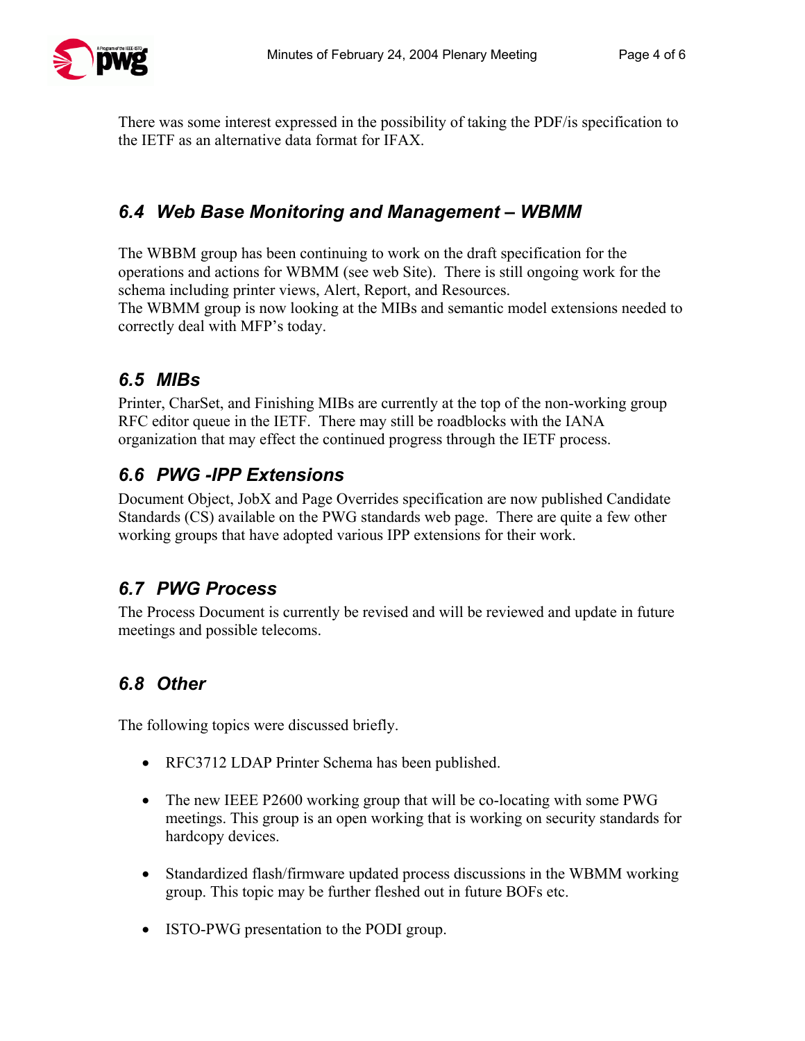There was some interest expressed in the possibility of taking the PDF/is specification to the IETF as an alternative data format for IFAX.

## 6.4 Web Base Monitoring and Management – WBMM

The WBBM group has been continuing to work on the draft specification for the operations and actions for WBMM (see web Site). There is still ongoing work for the schema including printer views, Alert, Report, and Resources.
The WBMM group is now looking at the MIBs and semantic model extensions needed to correctly deal with MFP's today.

## 6.5 MIBs

Printer, CharSet, and Finishing MIBs are currently at the top of the non-working group RFC editor queue in the IETF. There may still be roadblocks with the IANA organization that may effect the continued progress through the IETF process.

## 6.6 PWG -IPP Extensions

Document Object, JobX and Page Overrides specification are now published Candidate Standards (CS) available on the PWG standards web page. There are quite a few other working groups that have adopted various IPP extensions for their work.

## 6.7 PWG Process

The Process Document is currently be revised and will be reviewed and update in future meetings and possible telecoms.

## 6.8 Other

The following topics were discussed briefly.

- RFC3712 LDAP Printer Schema has been published.
- The new IEEE P2600 working group that will be co-locating with some PWG meetings. This group is an open working that is working on security standards for hardcopy devices.
- Standardized flash/firmware updated process discussions in the WBMM working group. This topic may be further fleshed out in future BOFs etc.
- ISTO-PWG presentation to the PODI group.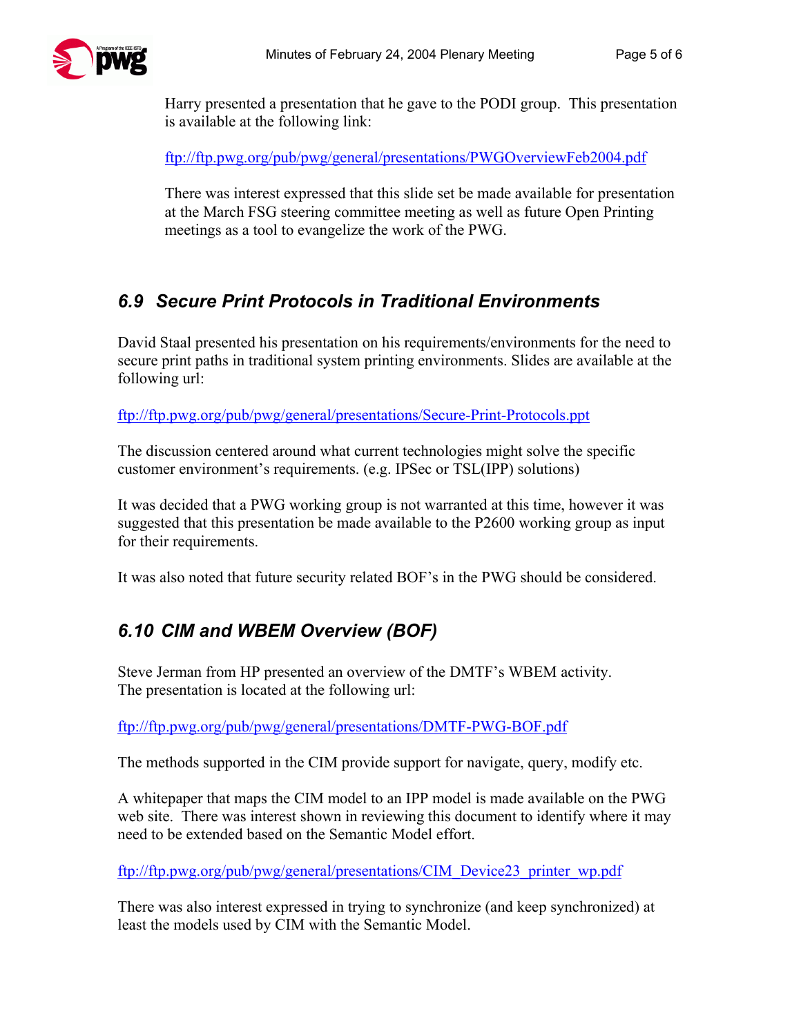Harry presented a presentation that he gave to the PODI group. This presentation is available at the following link:

ftp://ftp.pwg.org/pub/pwg/general/presentations/PWGOverviewFeb2004.pdf

There was interest expressed that this slide set be made available for presentation at the March FSG steering committee meeting as well as future Open Printing meetings as a tool to evangelize the work of the PWG.

## *6.9 Secure Print Protocols in Traditional Environments*

David Staal presented his presentation on his requirements/environments for the need to secure print paths in traditional system printing environments. Slides are available at the following url:

ftp://ftp.pwg.org/pub/pwg/general/presentations/Secure-Print-Protocols.ppt

The discussion centered around what current technologies might solve the specific customer environment's requirements. (e.g. IPSec or TSL(IPP) solutions)

It was decided that a PWG working group is not warranted at this time, however it was suggested that this presentation be made available to the P2600 working group as input for their requirements.

It was also noted that future security related BOF's in the PWG should be considered.

## *6.10 CIM and WBEM Overview (BOF)*

Steve Jerman from HP presented an overview of the DMTF's WBEM activity.
The presentation is located at the following url:

ftp://ftp.pwg.org/pub/pwg/general/presentations/DMTF-PWG-BOF.pdf

The methods supported in the CIM provide support for navigate, query, modify etc.

A whitepaper that maps the CIM model to an IPP model is made available on the PWG web site. There was interest shown in reviewing this document to identify where it may need to be extended based on the Semantic Model effort.

ftp://ftp.pwg.org/pub/pwg/general/presentations/CIM_Device23_printer_wp.pdf

There was also interest expressed in trying to synchronize (and keep synchronized) at least the models used by CIM with the Semantic Model.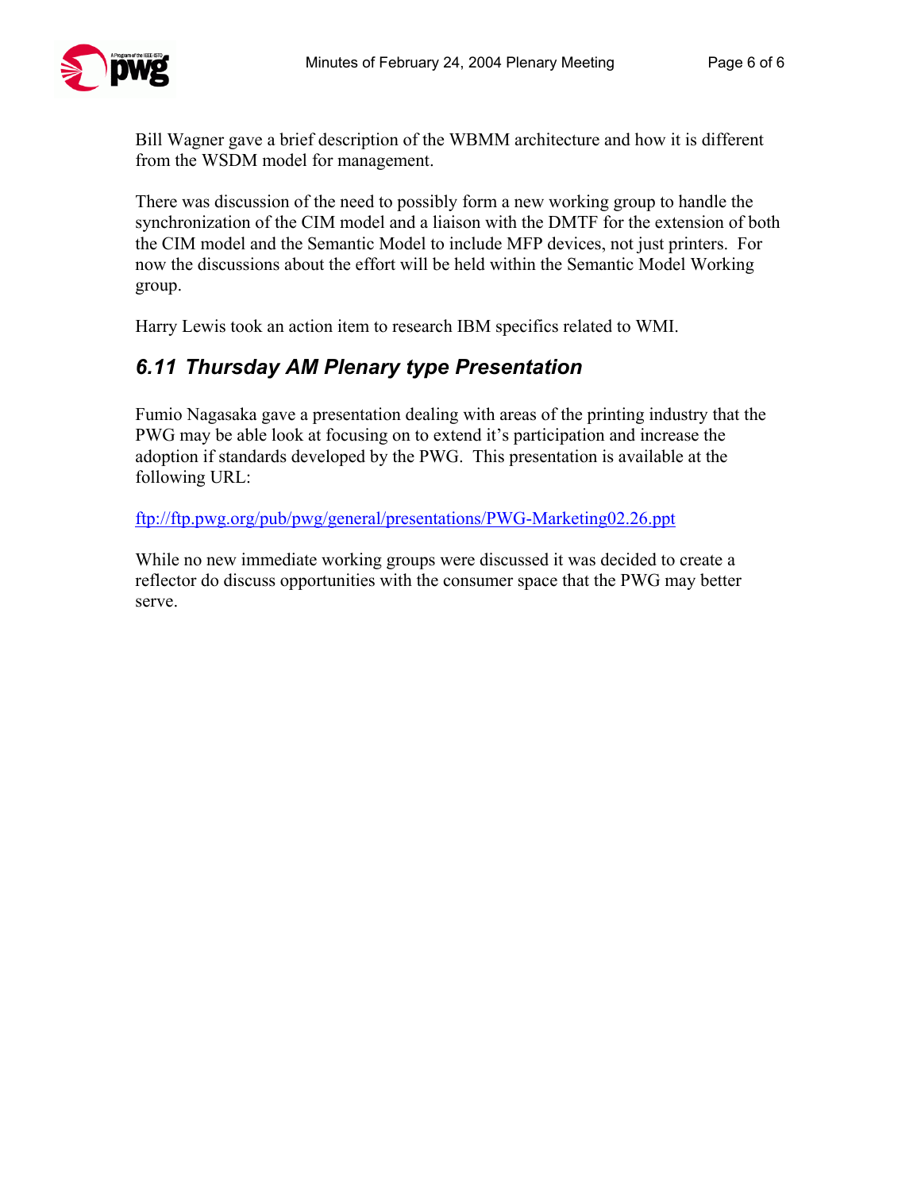Bill Wagner gave a brief description of the WBMM architecture and how it is different from the WSDM model for management.

There was discussion of the need to possibly form a new working group to handle the synchronization of the CIM model and a liaison with the DMTF for the extension of both the CIM model and the Semantic Model to include MFP devices, not just printers. For now the discussions about the effort will be held within the Semantic Model Working group.

Harry Lewis took an action item to research IBM specifics related to WMI.

### *6.11 Thursday AM Plenary type Presentation*

Fumio Nagasaka gave a presentation dealing with areas of the printing industry that the PWG may be able look at focusing on to extend it's participation and increase the adoption if standards developed by the PWG. This presentation is available at the following URL:

ftp://ftp.pwg.org/pub/pwg/general/presentations/PWG-Marketing02.26.ppt

While no new immediate working groups were discussed it was decided to create a reflector do discuss opportunities with the consumer space that the PWG may better serve.